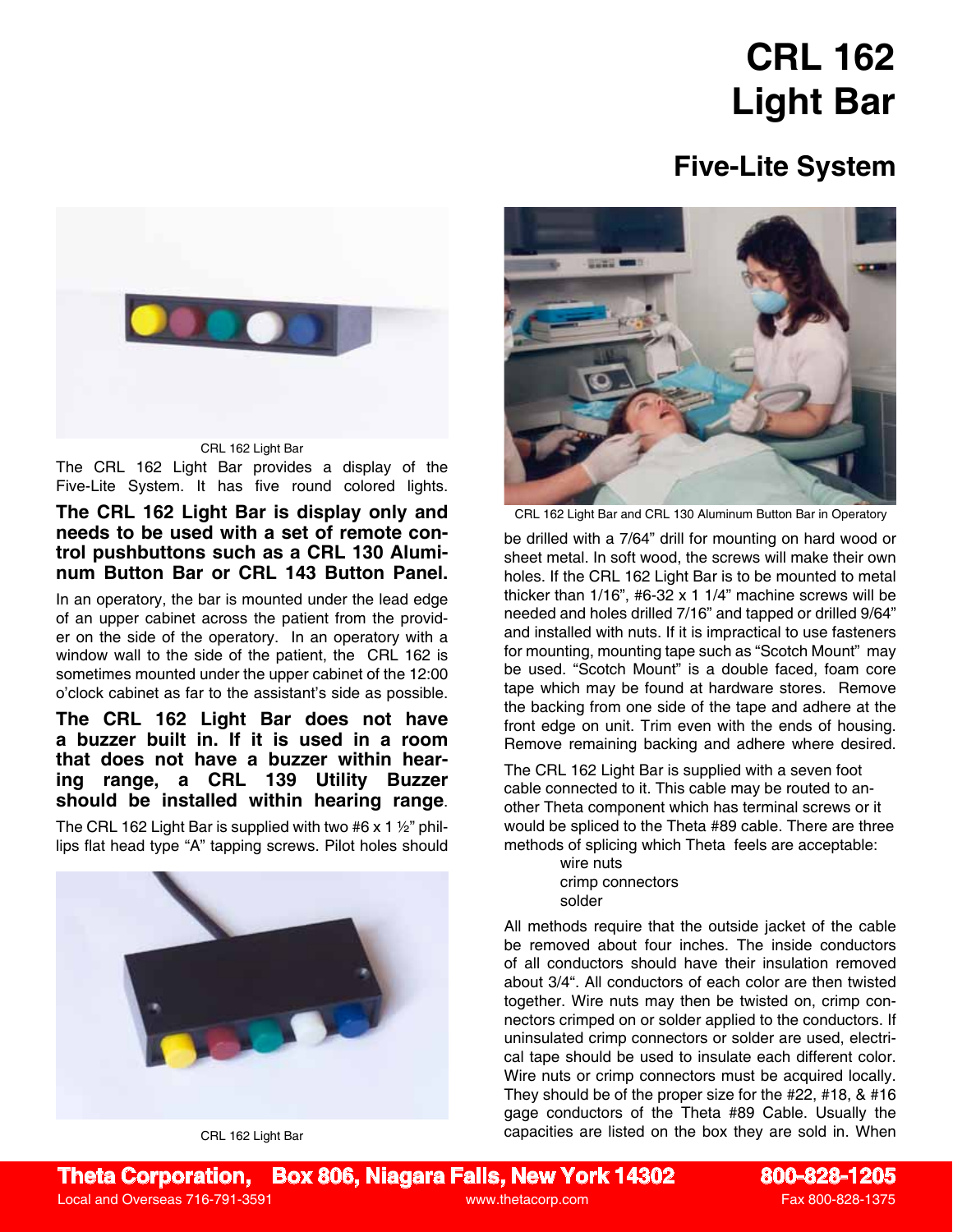# CRL 162 Light Bar

## Five-Lite System

CRL 162 Light Bar

The CRL 162 Light Bar provides a display of the Five-Lite System. It has five round colored lights.

**The CRL 162 Light Bar is display only and needs to be used with a set of remote control pushbuttons such as a CRL 130 Aluminum Button Bar or CRL 143 Button Panel.**

In an operatory, the bar is mounted under the lead edge of an upper cabinet across the patient from the provider on the side of the operatory. In an operatory with a window wall to the side of the patient, the CRL 162 is sometimes mounted under the upper cabinet of the 12:00 o'clock cabinet as far to the assistant's side as possible.

**The CRL 162 Light Bar does not have a buzzer built in. If it is used in a room that does not have a buzzer within hearing range, a CRL 139 Utility Buzzer should be installed within hearing range.**

The CRL 162 Light Bar is supplied with two #6 x 1 ½" phillips flat head type "A" tapping screws. Pilot holes should be drilled with a 7/64" drill for mounting on hard wood or sheet metal. In soft wood, the screws will make their own holes. If the CRL 162 Light Bar is to be mounted to metal thicker than 1/16", #6-32 x 1 1/4" machine screws will be needed and holes drilled 7/16" and tapped or drilled 9/64" and installed with nuts. If it is impractical to use fasteners for mounting, mounting tape such as "Scotch Mount" may be used. "Scotch Mount" is a double faced, foam core tape which may be found at hardware stores. Remove the backing from one side of the tape and adhere at the front edge on unit. Trim even with the ends of housing. Remove remaining backing and adhere where desired.

CRL 162 Light Bar

CRL 162 Light Bar and CRL 130 Aluminum Button Bar in Operatory

The CRL 162 Light Bar is supplied with a seven foot cable connected to it. This cable may be routed to another Theta component which has terminal screws or it would be spliced to the Theta #89 cable. There are three methods of splicing which Theta feels are acceptable:

- wire nuts
- crimp connectors
- solder

All methods require that the outside jacket of the cable be removed about four inches. The inside conductors of all conductors should have their insulation removed about 3/4". All conductors of each color are then twisted together. Wire nuts may then be twisted on, crimp connectors crimped on or solder applied to the conductors. If uninsulated crimp connectors or solder are used, electrical tape should be used to insulate each different color. Wire nuts or crimp connectors must be acquired locally. They should be of the proper size for the #22, #18, & #16 gage conductors of the Theta #89 Cable. Usually the capacities are listed on the box they are sold in. When

**Theta Corporation, Box 806, Niagara Falls, New York 14302** **800-828-1205**
Local and Overseas 716-791-3591 www.thetacorp.com Fax 800-828-1375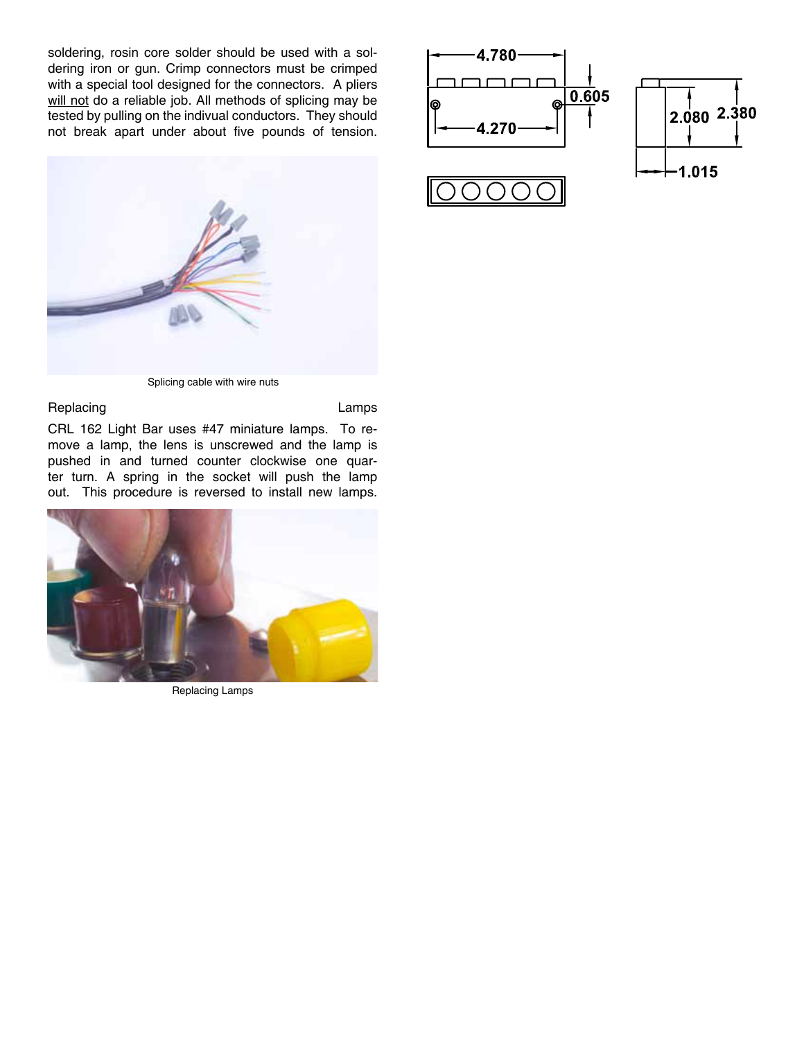soldering, rosin core solder should be used with a soldering iron or gun. Crimp connectors must be crimped with a special tool designed for the connectors. A pliers will not do a reliable job. All methods of splicing may be tested by pulling on the indivual conductors. They should not break apart under about five pounds of tension.

Splicing cable with wire nuts

## Replacing Lamps

CRL 162 Light Bar uses #47 miniature lamps. To remove a lamp, the lens is unscrewed and the lamp is pushed in and turned counter clockwise one quarter turn. A spring in the socket will push the lamp out. This procedure is reversed to install new lamps.

Replacing Lamps

4.780

0.605

4.270

2.080

2.380

1.015